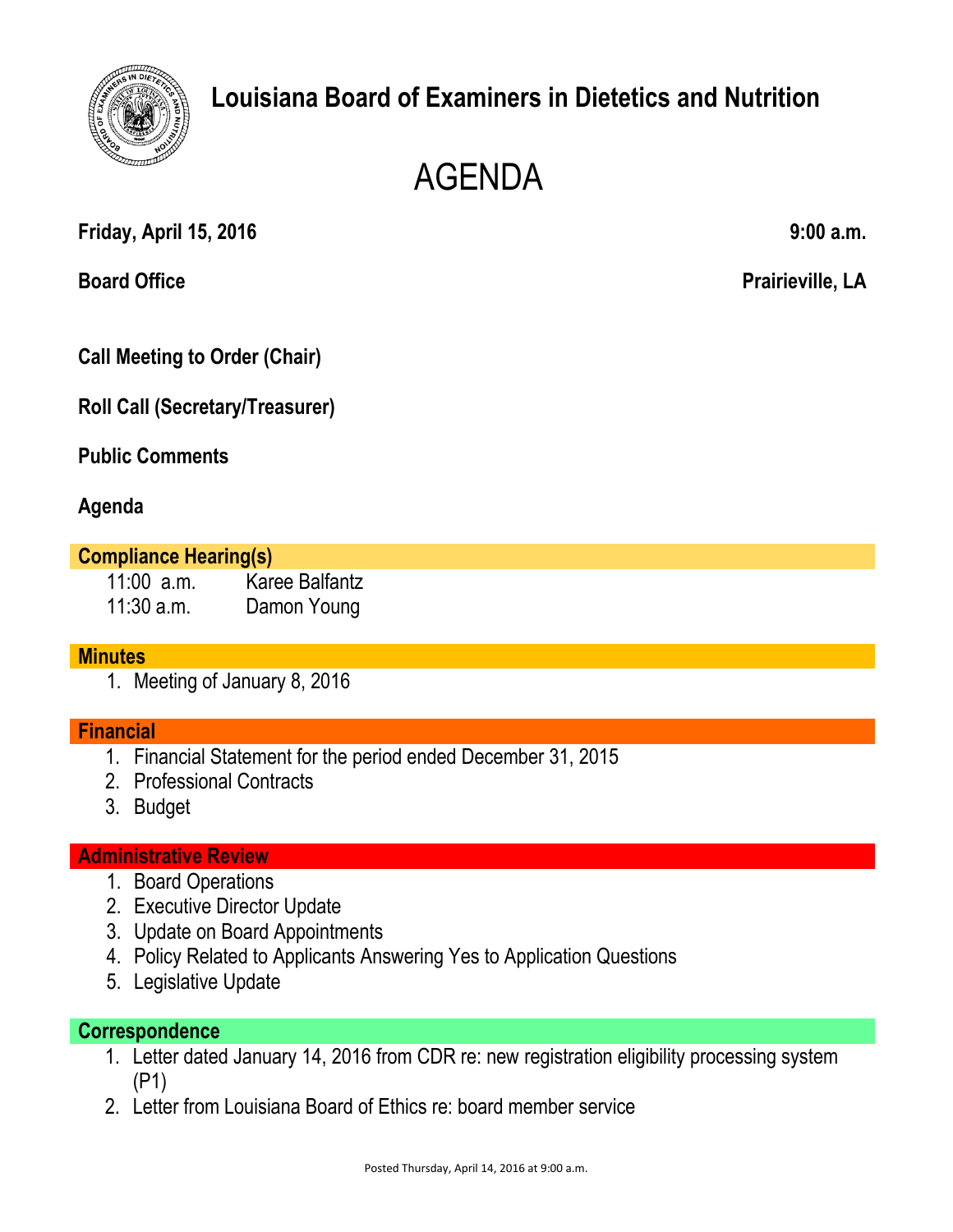# Louisiana Board of Examiners in Dietetics and Nutrition

# AGENDA

**Friday, April 15, 2016** **9:00 a.m.**

**Board Office** **Prairieville, LA**

**Call Meeting to Order (Chair)**

**Roll Call (Secretary/Treasurer)**

**Public Comments**

**Agenda**

## Compliance Hearing(s)

| | |
|---|---|
| 11:00 a.m. | Karee Balfantz |
| 11:30 a.m. | Damon Young |

## Minutes

1. Meeting of January 8, 2016

## Financial

1. Financial Statement for the period ended December 31, 2015
2. Professional Contracts
3. Budget

## Administrative Review

1. Board Operations
2. Executive Director Update
3. Update on Board Appointments
4. Policy Related to Applicants Answering Yes to Application Questions
5. Legislative Update

## Correspondence

1. Letter dated January 14, 2016 from CDR re: new registration eligibility processing system (P1)
2. Letter from Louisiana Board of Ethics re: board member service

Posted Thursday, April 14, 2016 at 9:00 a.m.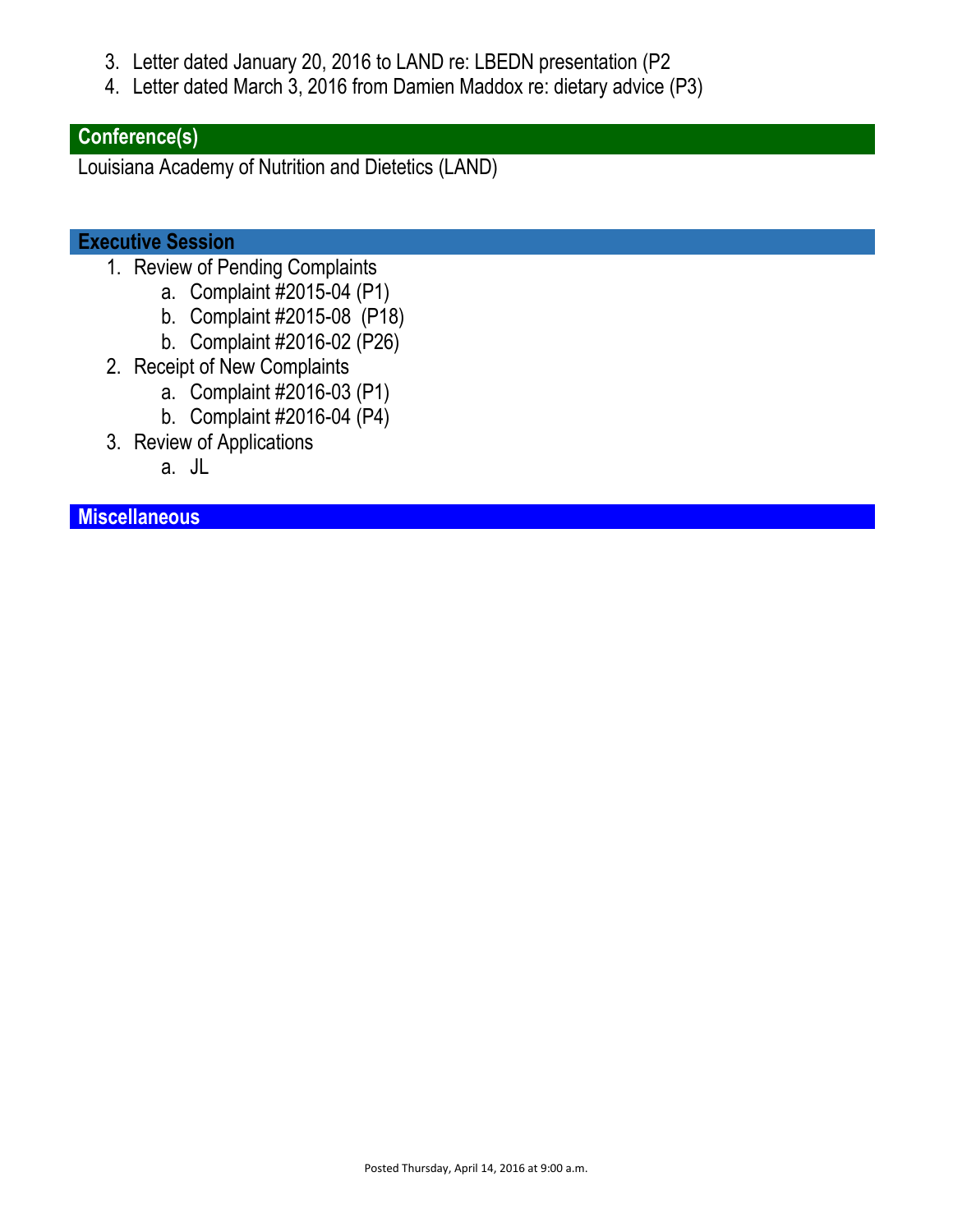3. Letter dated January 20, 2016 to LAND re: LBEDN presentation (P2
4. Letter dated March 3, 2016 from Damien Maddox re: dietary advice (P3)

## Conference(s)

Louisiana Academy of Nutrition and Dietetics (LAND)

## Executive Session

1. Review of Pending Complaints
   a. Complaint #2015-04 (P1)
   b. Complaint #2015-08 (P18)
   b. Complaint #2016-02 (P26)
2. Receipt of New Complaints
   a. Complaint #2016-03 (P1)
   b. Complaint #2016-04 (P4)
3. Review of Applications
   a. JL

## Miscellaneous

Posted Thursday, April 14, 2016 at 9:00 a.m.